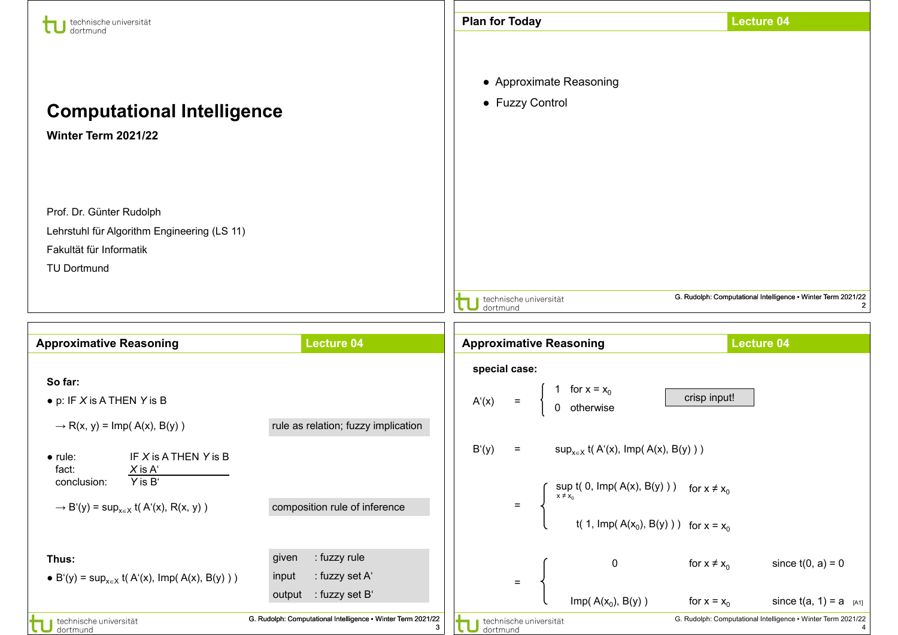# Computational Intelligence

**Winter Term 2021/22**

Prof. Dr. Günter Rudolph

Lehrstuhl für Algorithm Engineering (LS 11)

Fakultät für Informatik

TU Dortmund

## Plan for Today

- Approximate Reasoning
- Fuzzy Control

## Approximative Reasoning

**So far:**

- p: IF *X* is A THEN *Y* is B

  → R(x, y) = Imp( A(x), B(y) )    *rule as relation; fuzzy implication*

- rule: IF *X* is A THEN *Y* is B
  fact: *X* is A'
  conclusion: *Y* is B'

  → $B'(y) = \sup_{x \in X} t(A'(x), R(x, y))$    *composition rule of inference*

**Thus:**

- $B'(y) = \sup_{x \in X} t(A'(x), \text{Imp}(A(x), B(y)))$

| | |
|---|---|
| given | : fuzzy rule |
| input | : fuzzy set A' |
| output | : fuzzy set B' |

## Approximative Reasoning

**special case:**

$$A'(x) = \begin{cases} 1 & \text{for } x = x_0 \\ 0 & \text{otherwise} \end{cases}$$

crisp input!

$$B'(y) = \sup_{x \in X} t(A'(x), \text{Imp}(A(x), B(y)))$$

$$= \begin{cases} \sup_{x \neq x_0} t(0, \text{Imp}(A(x), B(y))) & \text{for } x \neq x_0 \\ t(1, \text{Imp}(A(x_0), B(y))) & \text{for } x = x_0 \end{cases}$$

$$= \begin{cases} 0 & \text{for } x \neq x_0 & \text{since } t(0, a) = 0 \\ \text{Imp}(A(x_0), B(y)) & \text{for } x = x_0 & \text{since } t(a, 1) = a \end{cases}$$

[A1]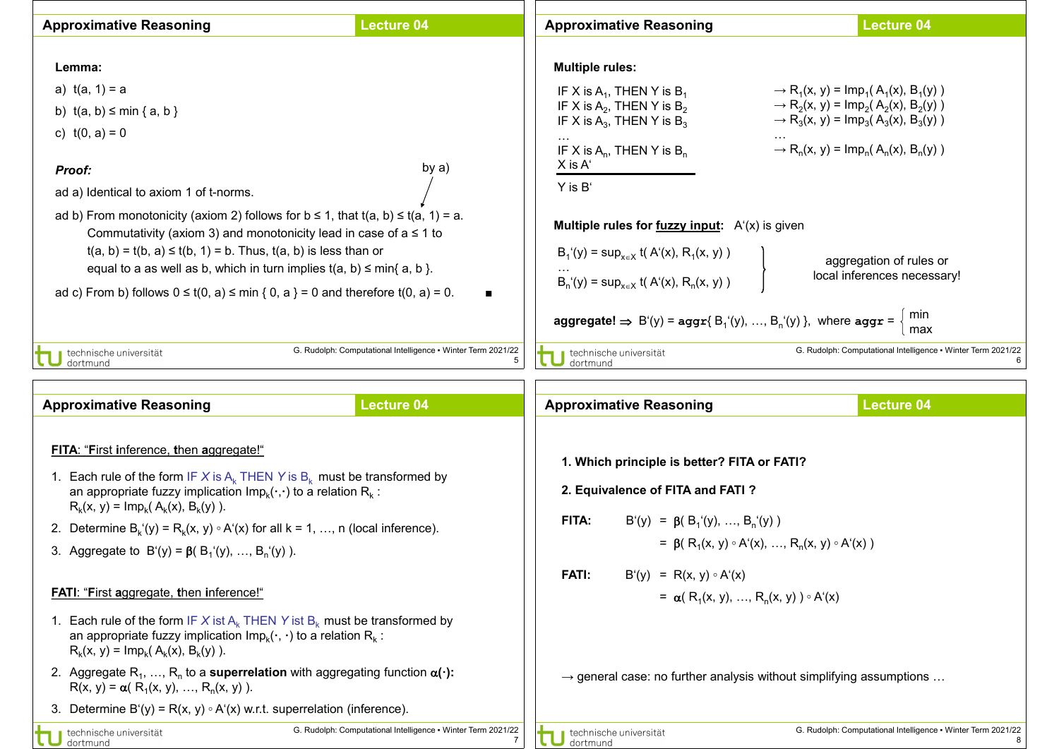## Approximative Reasoning — Lecture 04

**Lemma:**

a) $t(a, 1) = a$

b) $t(a, b) \le \min\{a, b\}$

c) $t(0, a) = 0$

***Proof:***

ad a) Identical to axiom 1 of t-norms.

ad b) From monotonicity (axiom 2) follows for $b \le 1$, that $t(a, b) \le t(a, 1) = a$ (by a).
Commutativity (axiom 3) and monotonicity lead in case of $a \le 1$ to
$t(a, b) = t(b, a) \le t(b, 1) = b$. Thus, $t(a, b)$ is less than or
equal to a as well as b, which in turn implies $t(a, b) \le \min\{a, b\}$.

ad c) From b) follows $0 \le t(0, a) \le \min\{0, a\} = 0$ and therefore $t(0, a) = 0$. ■

## Approximative Reasoning — Lecture 04

**Multiple rules:**

IF X is $A_1$, THEN Y is $B_1$ → $R_1(x, y) = Imp_1(A_1(x), B_1(y))$
IF X is $A_2$, THEN Y is $B_2$ → $R_2(x, y) = Imp_2(A_2(x), B_2(y))$
IF X is $A_3$, THEN Y is $B_3$ → $R_3(x, y) = Imp_3(A_3(x), B_3(y))$
… …
IF X is $A_n$, THEN Y is $B_n$ → $R_n(x, y) = Imp_n(A_n(x), B_n(y))$
X is A'

---

Y is B'

**Multiple rules for <u>fuzzy input</u>:** A'(x) is given

$$B_1'(y) = \sup_{x \in X} t(A'(x), R_1(x, y))$$
…
$$B_n'(y) = \sup_{x \in X} t(A'(x), R_n(x, y))$$

aggregation of rules or local inferences necessary!

**aggregate!** ⇒ $B'(y) = \textbf{aggr}\{B_1'(y), \ldots, B_n'(y)\}$, where $\textbf{aggr} = \begin{cases} \min \\ \max \end{cases}$

## Approximative Reasoning — Lecture 04

<u>**FITA**: "**F**irst **i**nference, **t**hen **a**ggregate!"</u>

1. Each rule of the form IF *X* is $A_k$ THEN *Y* is $B_k$ must be transformed by an appropriate fuzzy implication $Imp_k(\cdot,\cdot)$ to a relation $R_k$ :
   $R_k(x, y) = Imp_k(A_k(x), B_k(y))$.
2. Determine $B_k'(y) = R_k(x, y) \circ A'(x)$ for all k = 1, …, n (local inference).
3. Aggregate to $B'(y) = \boldsymbol{\beta}(B_1'(y), \ldots, B_n'(y))$.

<u>**FATI**: "**F**irst **a**ggregate, **t**hen **i**nference!"</u>

1. Each rule of the form IF *X* ist $A_k$ THEN *Y* ist $B_k$ must be transformed by an appropriate fuzzy implication $Imp_k(\cdot, \cdot)$ to a relation $R_k$ :
   $R_k(x, y) = Imp_k(A_k(x), B_k(y))$.
2. Aggregate $R_1, \ldots, R_n$ to a **superrelation** with aggregating function $\boldsymbol{\alpha}(\cdot)$**:**
   $R(x, y) = \boldsymbol{\alpha}(R_1(x, y), \ldots, R_n(x, y))$.
3. Determine $B'(y) = R(x, y) \circ A'(x)$ w.r.t. superrelation (inference).

## Approximative Reasoning — Lecture 04

**1. Which principle is better? FITA or FATI?**

**2. Equivalence of FITA and FATI ?**

**FITA:**
$$B'(y) = \boldsymbol{\beta}(B_1'(y), \ldots, B_n'(y))$$
$$= \boldsymbol{\beta}(R_1(x, y) \circ A'(x), \ldots, R_n(x, y) \circ A'(x))$$

**FATI:**
$$B'(y) = R(x, y) \circ A'(x)$$
$$= \boldsymbol{\alpha}(R_1(x, y), \ldots, R_n(x, y)) \circ A'(x)$$

→ general case: no further analysis without simplifying assumptions …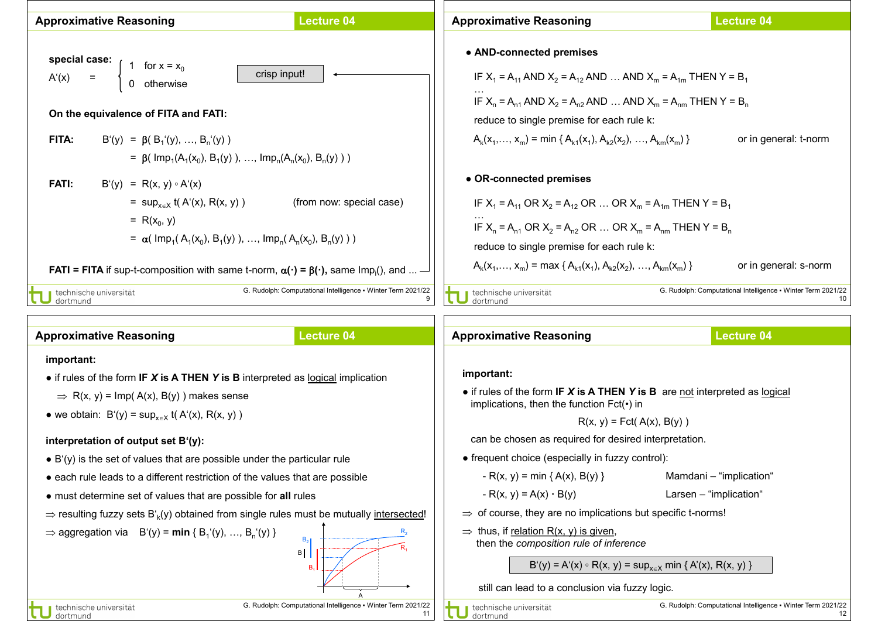## Approximative Reasoning — Lecture 04

**special case:** $A'(x) = \begin{cases} 1 & \text{for } x = x_0 \\ 0 & \text{otherwise} \end{cases}$ — crisp input!

**On the equivalence of FITA and FATI:**

**FITA:** $B'(y) = \beta(B_1'(y), \ldots, B_n'(y))$

$= \beta(\text{Imp}_1(A_1(x_0), B_1(y)), \ldots, \text{Imp}_n(A_n(x_0), B_n(y)))$

**FATI:** $B'(y) = R(x, y) \circ A'(x)$

$= \sup_{x \in X} t(A'(x), R(x, y))$ (from now: special case)

$= R(x_0, y)$

$= \alpha(\text{Imp}_1(A_1(x_0), B_1(y)), \ldots, \text{Imp}_n(A_n(x_0), B_n(y)))$

**FATI = FITA** if sup-t-composition with same t-norm, $\alpha(\cdot) = \beta(\cdot)$, same $\text{Imp}_i()$, and ...

---

## Approximative Reasoning — Lecture 04

- **AND-connected premises**

IF $X_1 = A_{11}$ AND $X_2 = A_{12}$ AND … AND $X_m = A_{1m}$ THEN $Y = B_1$
…
IF $X_n = A_{n1}$ AND $X_2 = A_{n2}$ AND … AND $X_m = A_{nm}$ THEN $Y = B_n$

reduce to single premise for each rule k:

$A_k(x_1, \ldots, x_m) = \min\{A_{k1}(x_1), A_{k2}(x_2), \ldots, A_{km}(x_m)\}$ — or in general: t-norm

- **OR-connected premises**

IF $X_1 = A_{11}$ OR $X_2 = A_{12}$ OR … OR $X_m = A_{1m}$ THEN $Y = B_1$
…
IF $X_n = A_{n1}$ OR $X_2 = A_{n2}$ OR … OR $X_m = A_{nm}$ THEN $Y = B_n$

reduce to single premise for each rule k:

$A_k(x_1, \ldots, x_m) = \max\{A_{k1}(x_1), A_{k2}(x_2), \ldots, A_{km}(x_m)\}$ — or in general: s-norm

---

## Approximative Reasoning — Lecture 04

**important:**

- if rules of the form **IF *X* is A THEN *Y* is B** interpreted as logical implication

  $\Rightarrow$ $R(x, y) = \text{Imp}(A(x), B(y))$ makes sense

- we obtain: $B'(y) = \sup_{x \in X} t(A'(x), R(x, y))$

**interpretation of output set B'(y):**

- B'(y) is the set of values that are possible under the particular rule
- each rule leads to a different restriction of the values that are possible
- must determine set of values that are possible for **all** rules

$\Rightarrow$ resulting fuzzy sets $B'_k(y)$ obtained from single rules must be mutually intersected!

$\Rightarrow$ aggregation via $B'(y) = \textbf{min}\{B_1'(y), \ldots, B_n'(y)\}$

---

## Approximative Reasoning — Lecture 04

**important:**

- if rules of the form **IF *X* is A THEN *Y* is B** are not interpreted as logical implications, then the function Fct(•) in

  $R(x, y) = \text{Fct}(A(x), B(y))$

  can be chosen as required for desired interpretation.

- frequent choice (especially in fuzzy control):
  - $R(x, y) = \min\{A(x), B(y)\}$ — Mamdani – "implication"
  - $R(x, y) = A(x) \cdot B(y)$ — Larsen – "implication"

$\Rightarrow$ of course, they are no implications but specific t-norms!

$\Rightarrow$ thus, if relation R(x, y) is given, then the *composition rule of inference*

$$B'(y) = A'(x) \circ R(x, y) = \sup_{x \in X} \min\{A'(x), R(x, y)\}$$

still can lead to a conclusion via fuzzy logic.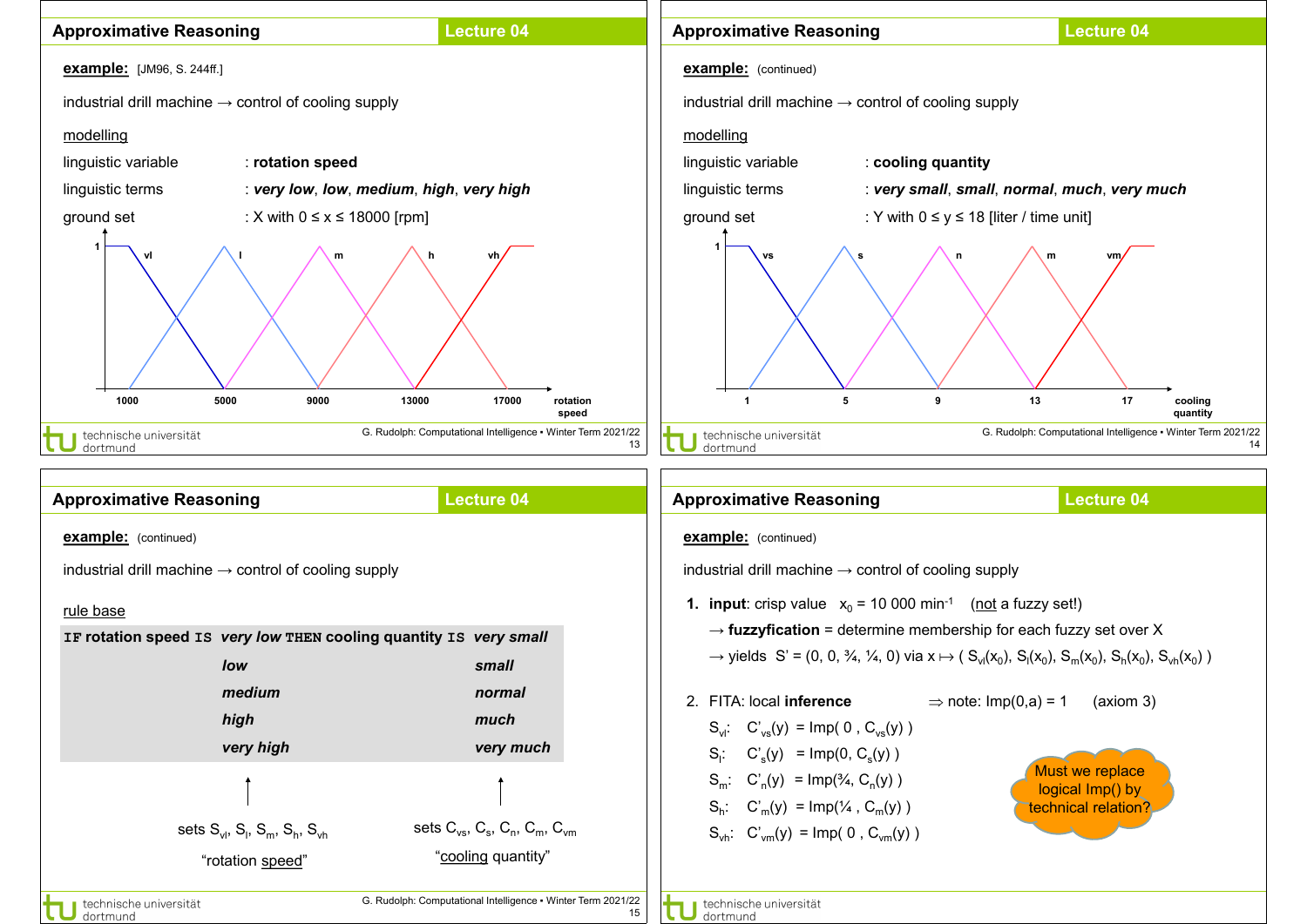## Approximative Reasoning — Lecture 04

**example:** [JM96, S. 244ff.]

industrial drill machine → control of cooling supply

modelling

linguistic variable : **rotation speed**

linguistic terms : ***very low***, ***low***, ***medium***, ***high***, ***very high***

ground set : X with 0 ≤ x ≤ 18000 [rpm]

vl, l, m, h, vh — 1000, 5000, 9000, 13000, 17000 — rotation speed

## Approximative Reasoning — Lecture 04

**example:** (continued)

industrial drill machine → control of cooling supply

modelling

linguistic variable : **cooling quantity**

linguistic terms : ***very small***, ***small***, ***normal***, ***much***, ***very much***

ground set : Y with 0 ≤ y ≤ 18 [liter / time unit]

vs, s, n, m, vm — 1, 5, 9, 13, 17 — cooling quantity

## Approximative Reasoning — Lecture 04

**example:** (continued)

industrial drill machine → control of cooling supply

rule base

```
IF rotation speed IS  very low  THEN cooling quantity IS  very small
                      low                                 small
                      medium                              normal
                      high                                much
                      very high                           very much
```

sets $S_{vl}$, $S_l$, $S_m$, $S_h$, $S_{vh}$ — "rotation speed"

sets $C_{vs}$, $C_s$, $C_n$, $C_m$, $C_{vm}$ — "cooling quantity"

## Approximative Reasoning — Lecture 04

**example:** (continued)

industrial drill machine → control of cooling supply

1. **input**: crisp value $x_0 = 10\,000 \text{ min}^{-1}$ (not a fuzzy set!)

   → **fuzzyfication** = determine membership for each fuzzy set over X

   → yields $S' = (0, 0, ¾, ¼, 0)$ via $x \mapsto ( S_{vl}(x_0), S_l(x_0), S_m(x_0), S_h(x_0), S_{vh}(x_0) )$

2. FITA: local **inference** ⇒ note: Imp(0,a) = 1 (axiom 3)

   $S_{vl}$: $C'_{vs}(y) = \text{Imp}( 0 , C_{vs}(y) )$

   $S_l$: $C'_s(y) = \text{Imp}(0, C_s(y) )$

   $S_m$: $C'_n(y) = \text{Imp}(¾, C_n(y) )$

   $S_h$: $C'_m(y) = \text{Imp}(¼ , C_m(y) )$

   $S_{vh}$: $C'_{vm}(y) = \text{Imp}( 0 , C_{vm}(y) )$

Must we replace logical Imp() by technical relation?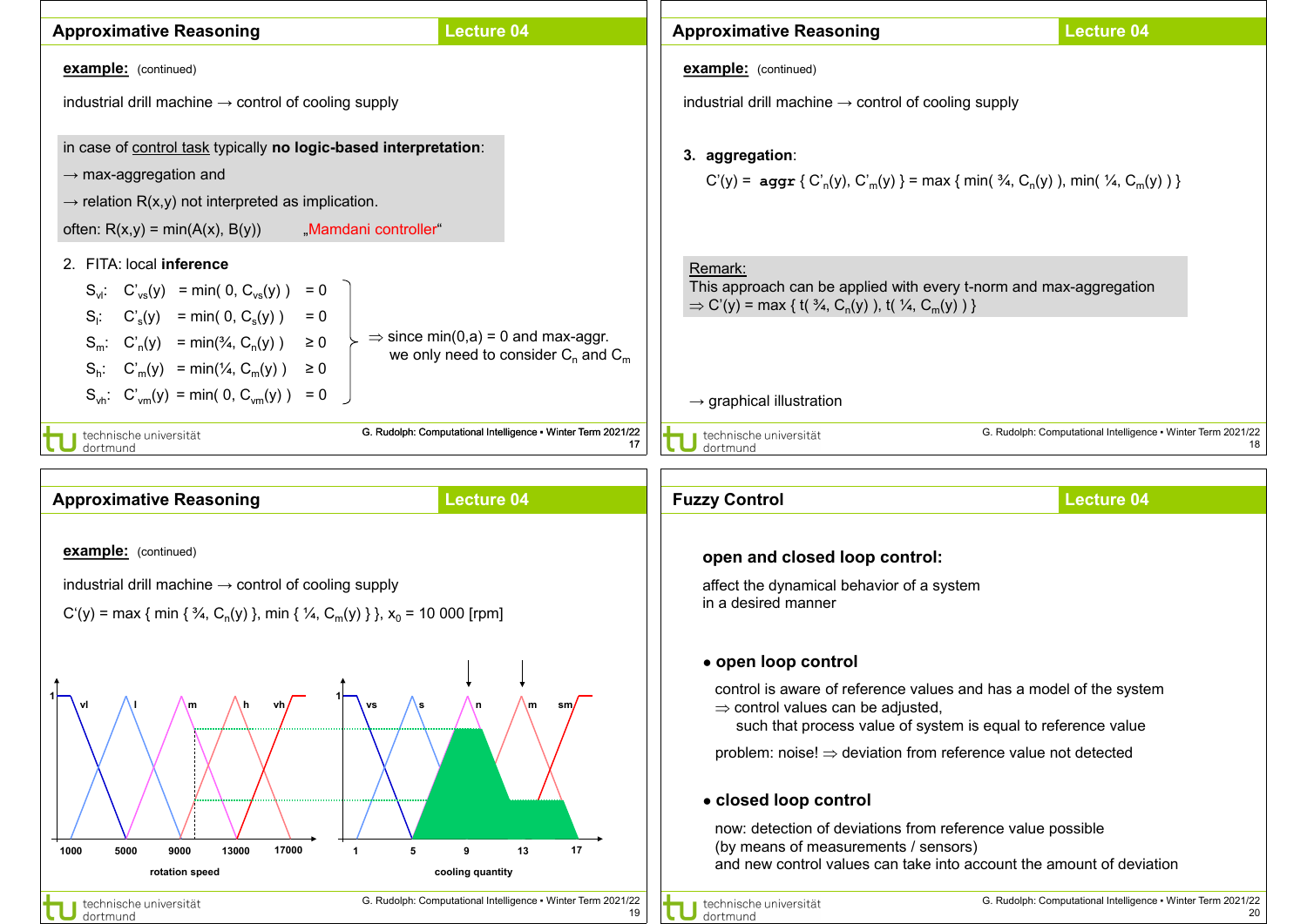## Approximative Reasoning — Lecture 04

**example:** (continued)

industrial drill machine → control of cooling supply

in case of control task typically **no logic-based interpretation**:

→ max-aggregation and

→ relation R(x,y) not interpreted as implication.

often: R(x,y) = min(A(x), B(y)) „Mamdani controller"

2. FITA: local **inference**

$S_{vl}$: $C'_{vs}(y) = \min(0, C_{vs}(y)) = 0$

$S_{l}$: $C'_{s}(y) = \min(0, C_{s}(y)) = 0$

$S_{m}$: $C'_{n}(y) = \min(¾, C_{n}(y)) \geq 0$

$S_{h}$: $C'_{m}(y) = \min(¼, C_{m}(y)) \geq 0$

$S_{vh}$: $C'_{vm}(y) = \min(0, C_{vm}(y)) = 0$

⇒ since min(0,a) = 0 and max-aggr. we only need to consider $C_n$ and $C_m$

## Approximative Reasoning — Lecture 04

**example:** (continued)

industrial drill machine → control of cooling supply

3. **aggregation**:

$C'(y) = \textbf{aggr}\{ C'_n(y), C'_m(y) \} = \max\{ \min(¾, C_n(y)), \min(¼, C_m(y)) \}$

Remark:
This approach can be applied with every t-norm and max-aggregation
⇒ $C'(y) = \max\{ t(¾, C_n(y)), t(¼, C_m(y)) \}$

→ graphical illustration

## Approximative Reasoning — Lecture 04

**example:** (continued)

industrial drill machine → control of cooling supply

$C'(y) = \max\{ \min\{ ¾, C_n(y) \}, \min\{ ¼, C_m(y) \} \}$, $x_0$ = 10 000 [rpm]

rotation speed: vl, l, m, h, vh (1000, 5000, 9000, 13000, 17000)

cooling quantity: vs, s, n, m, sm (1, 5, 9, 13, 17)

## Fuzzy Control — Lecture 04

**open and closed loop control:**

affect the dynamical behavior of a system in a desired manner

- **open loop control**

  control is aware of reference values and has a model of the system
  ⇒ control values can be adjusted,
  such that process value of system is equal to reference value

  problem: noise! ⇒ deviation from reference value not detected

- **closed loop control**

  now: detection of deviations from reference value possible
  (by means of measurements / sensors)
  and new control values can take into account the amount of deviation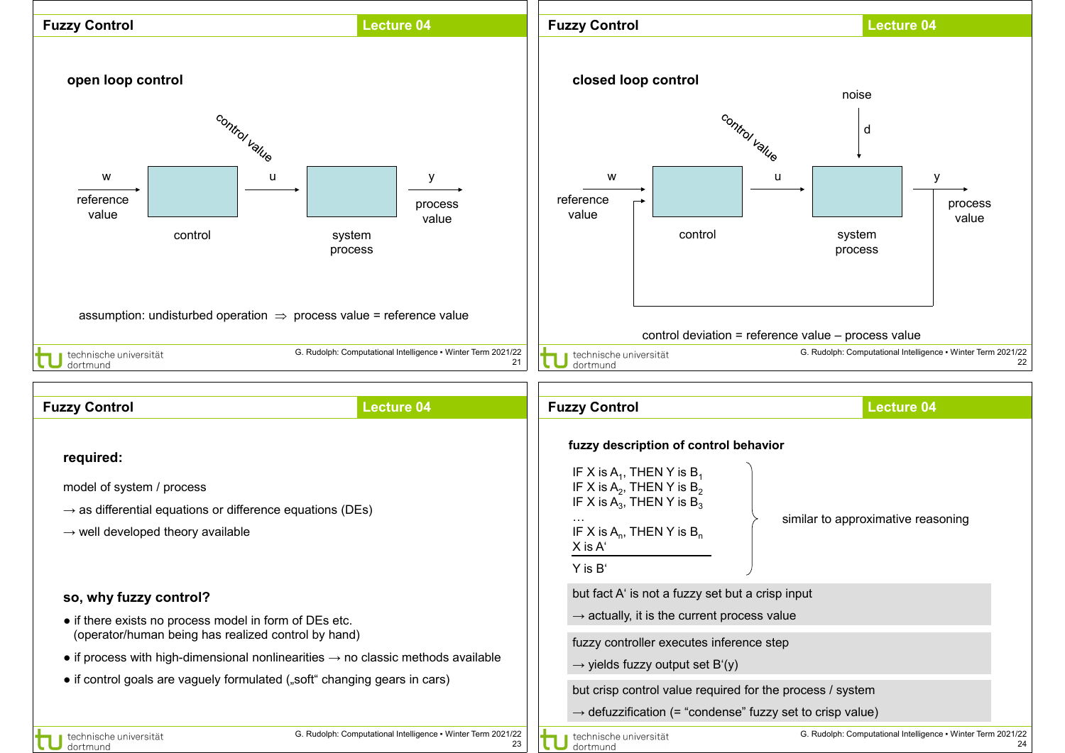## Fuzzy Control — Lecture 04

### open loop control

w → reference value → **control** → u (control value) → **system process** → y → process value

assumption: undisturbed operation $\Rightarrow$ process value = reference value

## Fuzzy Control — Lecture 04

### closed loop control

w → reference value → **control** → u (control value) → **system process** (noise d) → y → process value, fed back to control

control deviation = reference value – process value

## Fuzzy Control — Lecture 04

**required:**

model of system / process

→ as differential equations or difference equations (DEs)

→ well developed theory available

**so, why fuzzy control?**

- if there exists no process model in form of DEs etc. (operator/human being has realized control by hand)
- if process with high-dimensional nonlinearities → no classic methods available
- if control goals are vaguely formulated („soft" changing gears in cars)

## Fuzzy Control — Lecture 04

**fuzzy description of control behavior**

IF X is $A_1$, THEN Y is $B_1$
IF X is $A_2$, THEN Y is $B_2$
IF X is $A_3$, THEN Y is $B_3$
…
IF X is $A_n$, THEN Y is $B_n$
X is A'

---

Y is B'

} similar to approximative reasoning

but fact A' is not a fuzzy set but a crisp input
→ actually, it is the current process value

fuzzy controller executes inference step
→ yields fuzzy output set B'(y)

but crisp control value required for the process / system
→ defuzzification (= "condense" fuzzy set to crisp value)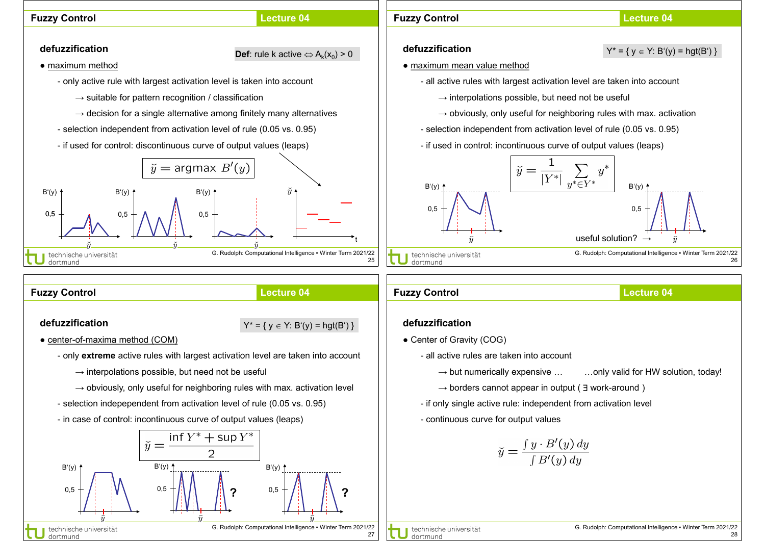## Fuzzy Control — Lecture 04

### defuzzification

**Def**: rule k active ⇔ $A_k(x_0) > 0$

- maximum method
  - only active rule with largest activation level is taken into account
    - → suitable for pattern recognition / classification
    - → decision for a single alternative among finitely many alternatives
  - selection independent from activation level of rule (0.05 vs. 0.95)
  - if used for control: discontinuous curve of output values (leaps)

$$\breve{y} = \text{argmax } B'(y)$$

## Fuzzy Control — Lecture 04

### defuzzification

$Y^* = \{ y \in Y: B'(y) = \text{hgt}(B') \}$

- maximum mean value method
  - all active rules with largest activation level are taken into account
    - → interpolations possible, but need not be useful
    - → obviously, only useful for neighboring rules with max. activation
  - selection independent from activation level of rule (0.05 vs. 0.95)
  - if used in control: incontinuous curve of output values (leaps)

$$\breve{y} = \frac{1}{|Y^*|} \sum_{y^* \in Y^*} y^*$$

useful solution? →

## Fuzzy Control — Lecture 04

### defuzzification

$Y^* = \{ y \in Y: B'(y) = \text{hgt}(B') \}$

- center-of-maxima method (COM)
  - only **extreme** active rules with largest activation level are taken into account
    - → interpolations possible, but need not be useful
    - → obviously, only useful for neighboring rules with max. activation level
  - selection indepependent from activation level of rule (0.05 vs. 0.95)
  - in case of control: incontinuous curve of output values (leaps)

$$\breve{y} = \frac{\inf Y^* + \sup Y^*}{2}$$

## Fuzzy Control — Lecture 04

### defuzzification

- Center of Gravity (COG)
  - all active rules are taken into account
    - → but numerically expensive … …only valid for HW solution, today!
    - → borders cannot appear in output ( ∃ work-around )
  - if only single active rule: independent from activation level
  - continuous curve for output values

$$\breve{y} = \frac{\int y \cdot B'(y)\, dy}{\int B'(y)\, dy}$$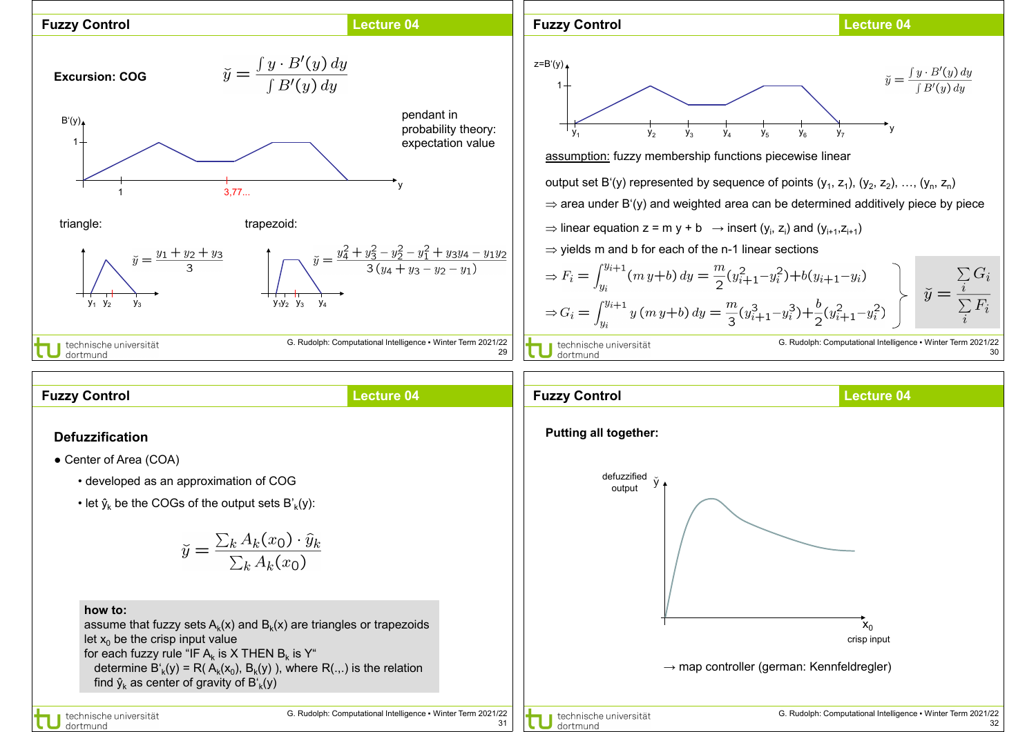## Fuzzy Control — Lecture 04

**Excursion: COG**

$$\breve{y} = \frac{\int y \cdot B'(y)\, dy}{\int B'(y)\, dy}$$

B'(y)

1

1

3,77...

y

pendant in probability theory: expectation value

triangle:

$$\breve{y} = \frac{y_1 + y_2 + y_3}{3}$$

$y_1$ $y_2$ $y_3$

trapezoid:

$$\breve{y} = \frac{y_4^2 + y_3^2 - y_2^2 - y_1^2 + y_3 y_4 - y_1 y_2}{3\,(y_4 + y_3 - y_2 - y_1)}$$

$y_1$ $y_2$ $y_3$ $y_4$

## Fuzzy Control — Lecture 04

z=B'(y)

1

$y_1$ $y_2$ $y_3$ $y_4$ $y_5$ $y_6$ $y_7$

y

$$\breve{y} = \frac{\int y \cdot B'(y)\, dy}{\int B'(y)\, dy}$$

assumption: fuzzy membership functions piecewise linear

output set B'(y) represented by sequence of points $(y_1, z_1), (y_2, z_2), \ldots, (y_n, z_n)$

⇒ area under B'(y) and weighted area can be determined additively piece by piece

⇒ linear equation z = m y + b → insert $(y_i, z_i)$ and $(y_{i+1}, z_{i+1})$

⇒ yields m and b for each of the n-1 linear sections

$$\Rightarrow F_i = \int_{y_i}^{y_{i+1}} (m\,y + b)\, dy = \frac{m}{2}(y_{i+1}^2 - y_i^2) + b(y_{i+1} - y_i)$$

$$\Rightarrow G_i = \int_{y_i}^{y_{i+1}} y\,(m\,y + b)\, dy = \frac{m}{3}(y_{i+1}^3 - y_i^3) + \frac{b}{2}(y_{i+1}^2 - y_i^2)$$

$$\breve{y} = \frac{\sum_i G_i}{\sum_i F_i}$$

## Fuzzy Control — Lecture 04

### Defuzzification

- Center of Area (COA)
  - developed as an approximation of COG
  - let $\hat{y}_k$ be the COGs of the output sets $B'_k(y)$:

$$\breve{y} = \frac{\sum_k A_k(x_0) \cdot \hat{y}_k}{\sum_k A_k(x_0)}$$

**how to:**
assume that fuzzy sets $A_k(x)$ and $B_k(x)$ are triangles or trapezoids
let $x_0$ be the crisp input value
for each fuzzy rule "IF $A_k$ is X THEN $B_k$ is Y"
determine $B'_k(y) = R(A_k(x_0), B_k(y))$, where R(.,.) is the relation
find $\hat{y}_k$ as center of gravity of $B'_k(y)$

## Fuzzy Control — Lecture 04

**Putting all together:**

defuzzified output $\breve{y}$

$x_0$
crisp input

→ map controller (german: Kennfeldregler)